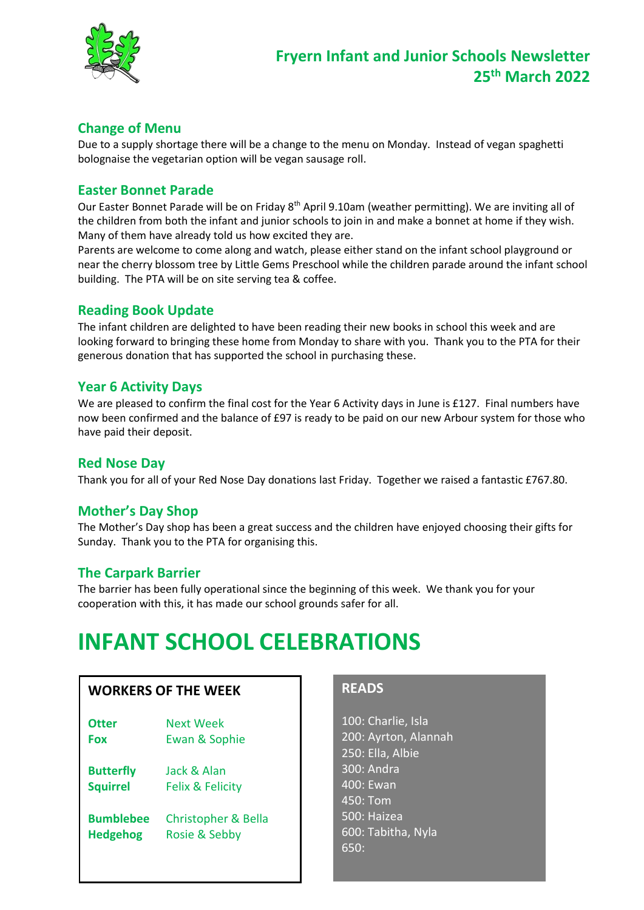# Fryern Infant and Junior Schools Newsletter
## 25th March 2022

### Change of Menu

Due to a supply shortage there will be a change to the menu on Monday. Instead of vegan spaghetti bolognaise the vegetarian option will be vegan sausage roll.

### Easter Bonnet Parade

Our Easter Bonnet Parade will be on Friday 8th April 9.10am (weather permitting). We are inviting all of the children from both the infant and junior schools to join in and make a bonnet at home if they wish. Many of them have already told us how excited they are.

Parents are welcome to come along and watch, please either stand on the infant school playground or near the cherry blossom tree by Little Gems Preschool while the children parade around the infant school building. The PTA will be on site serving tea & coffee.

### Reading Book Update

The infant children are delighted to have been reading their new books in school this week and are looking forward to bringing these home from Monday to share with you. Thank you to the PTA for their generous donation that has supported the school in purchasing these.

### Year 6 Activity Days

We are pleased to confirm the final cost for the Year 6 Activity days in June is £127. Final numbers have now been confirmed and the balance of £97 is ready to be paid on our new Arbour system for those who have paid their deposit.

### Red Nose Day

Thank you for all of your Red Nose Day donations last Friday. Together we raised a fantastic £767.80.

### Mother's Day Shop

The Mother's Day shop has been a great success and the children have enjoyed choosing their gifts for Sunday. Thank you to the PTA for organising this.

### The Carpark Barrier

The barrier has been fully operational since the beginning of this week. We thank you for your cooperation with this, it has made our school grounds safer for all.

# INFANT SCHOOL CELEBRATIONS

### WORKERS OF THE WEEK

| Class | Workers |
|---|---|
| **Otter** | Next Week |
| **Fox** | Ewan & Sophie |
| **Butterfly** | Jack & Alan |
| **Squirrel** | Felix & Felicity |
| **Bumblebee** | Christopher & Bella |
| **Hedgehog** | Rosie & Sebby |

### READS

100: Charlie, Isla
200: Ayrton, Alannah
250: Ella, Albie
300: Andra
400: Ewan
450: Tom
500: Haizea
600: Tabitha, Nyla
650: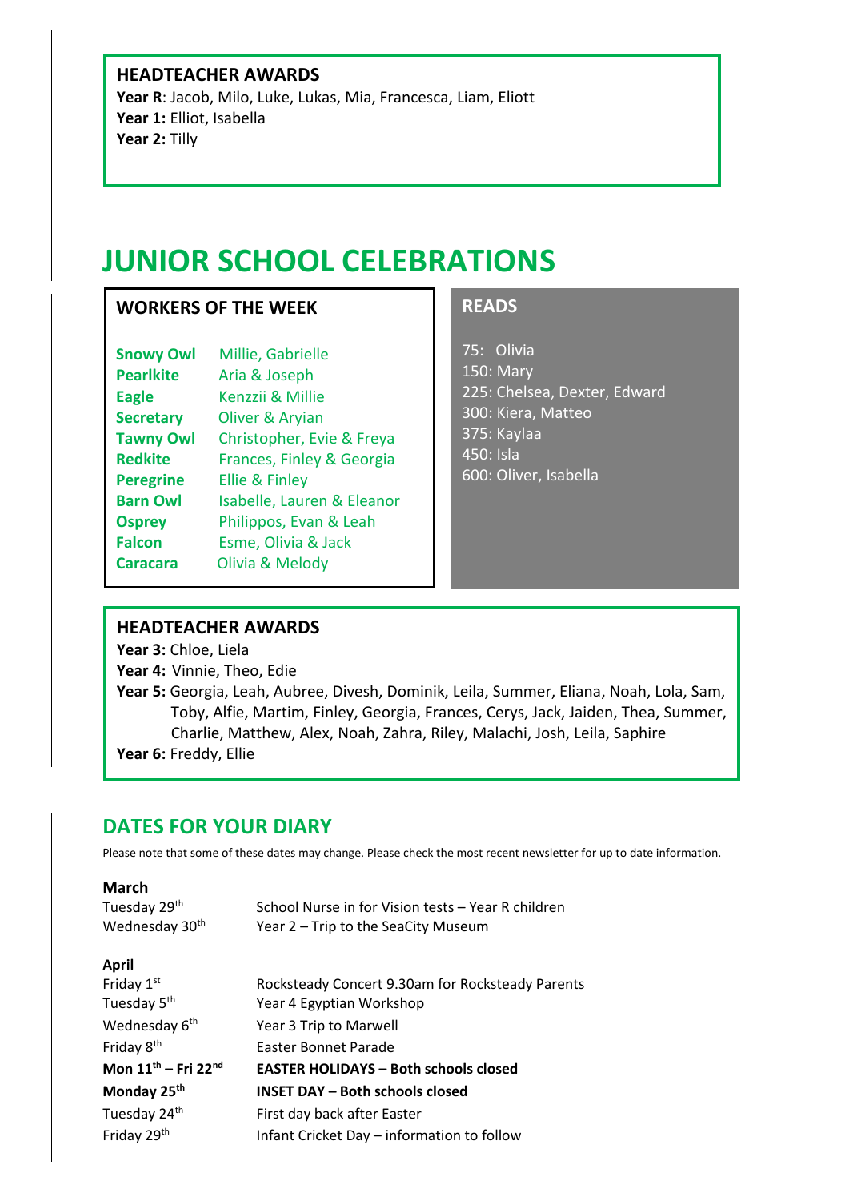### HEADTEACHER AWARDS

**Year R**: Jacob, Milo, Luke, Lukas, Mia, Francesca, Liam, Eliott
**Year 1:** Elliot, Isabella
**Year 2:** Tilly

# JUNIOR SCHOOL CELEBRATIONS

### WORKERS OF THE WEEK

| | |
|---|---|
| **Snowy Owl** | Millie, Gabrielle |
| **Pearlkite** | Aria & Joseph |
| **Eagle** | Kenzzii & Millie |
| **Secretary** | Oliver & Aryian |
| **Tawny Owl** | Christopher, Evie & Freya |
| **Redkite** | Frances, Finley & Georgia |
| **Peregrine** | Ellie & Finley |
| **Barn Owl** | Isabelle, Lauren & Eleanor |
| **Osprey** | Philippos, Evan & Leah |
| **Falcon** | Esme, Olivia & Jack |
| **Caracara** | Olivia & Melody |

### READS

75: Olivia
150: Mary
225: Chelsea, Dexter, Edward
300: Kiera, Matteo
375: Kaylaa
450: Isla
600: Oliver, Isabella

### HEADTEACHER AWARDS

**Year 3:** Chloe, Liela
**Year 4:** Vinnie, Theo, Edie
**Year 5:** Georgia, Leah, Aubree, Divesh, Dominik, Leila, Summer, Eliana, Noah, Lola, Sam, Toby, Alfie, Martim, Finley, Georgia, Frances, Cerys, Jack, Jaiden, Thea, Summer, Charlie, Matthew, Alex, Noah, Zahra, Riley, Malachi, Josh, Leila, Saphire
**Year 6:** Freddy, Ellie

## DATES FOR YOUR DIARY

Please note that some of these dates may change. Please check the most recent newsletter for up to date information.

**March**

| | |
|---|---|
| Tuesday 29th | School Nurse in for Vision tests – Year R children |
| Wednesday 30th | Year 2 – Trip to the SeaCity Museum |

**April**

| | |
|---|---|
| Friday 1st | Rocksteady Concert 9.30am for Rocksteady Parents |
| Tuesday 5th | Year 4 Egyptian Workshop |
| Wednesday 6th | Year 3 Trip to Marwell |
| Friday 8th | Easter Bonnet Parade |
| **Mon 11th – Fri 22nd** | **EASTER HOLIDAYS – Both schools closed** |
| **Monday 25th** | **INSET DAY – Both schools closed** |
| Tuesday 24th | First day back after Easter |
| Friday 29th | Infant Cricket Day – information to follow |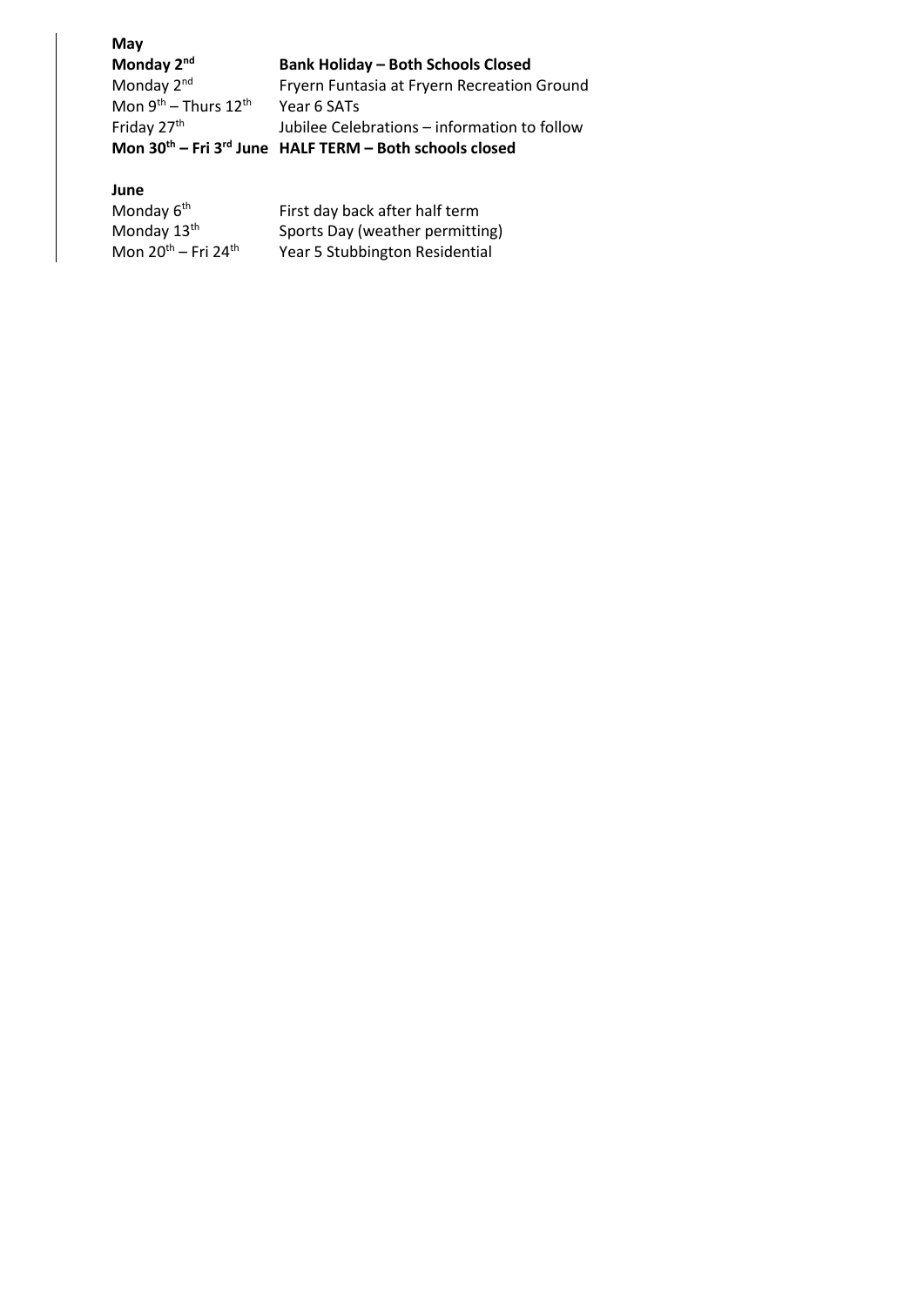**May**

| | |
|---|---|
| **Monday 2nd** | **Bank Holiday – Both Schools Closed** |
| Monday 2nd | Fryern Funtasia at Fryern Recreation Ground |
| Mon 9th – Thurs 12th | Year 6 SATs |
| Friday 27th | Jubilee Celebrations – information to follow |
| **Mon 30th – Fri 3rd June** | **HALF TERM – Both schools closed** |

**June**

| | |
|---|---|
| Monday 6th | First day back after half term |
| Monday 13th | Sports Day (weather permitting) |
| Mon 20th – Fri 24th | Year 5 Stubbington Residential |